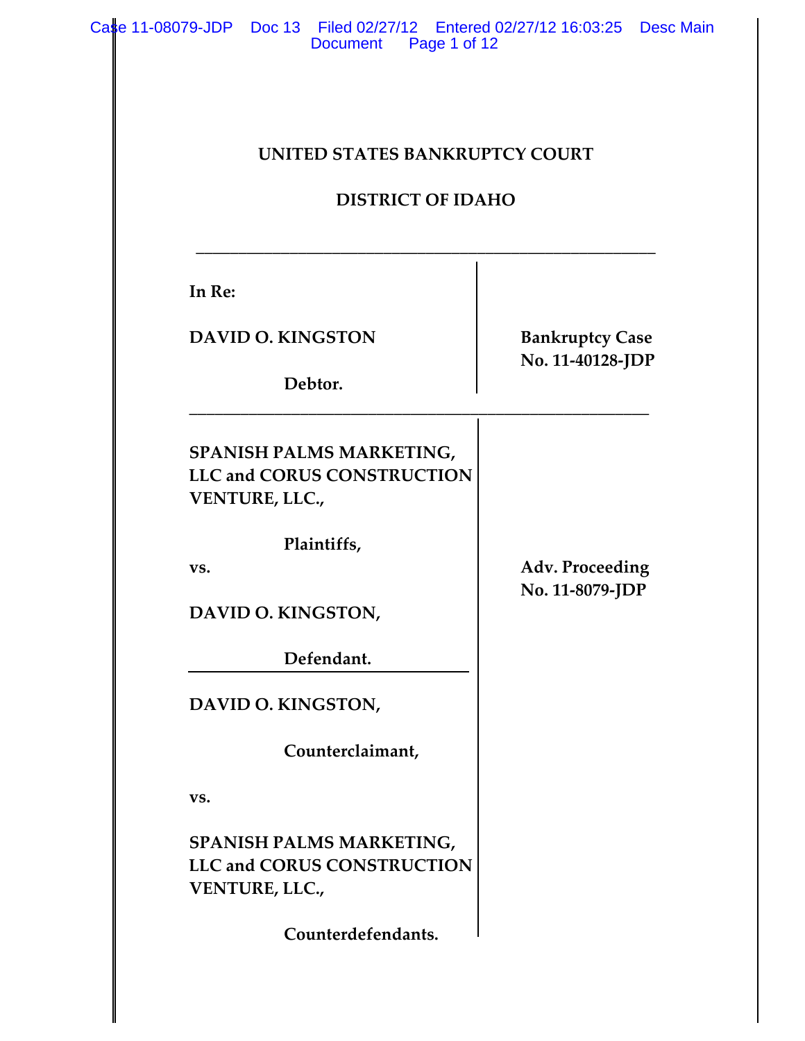**UNITED STATES BANKRUPTCY COURT**

**DISTRICT OF IDAHO**

| | |
|---|---|
| **In Re:**<br><br>**DAVID O. KINGSTON**<br><br>**Debtor.** | **Bankruptcy Case No. 11-40128-JDP** |

| | |
|---|---|
| **SPANISH PALMS MARKETING, LLC and CORUS CONSTRUCTION VENTURE, LLC.,**<br><br>**Plaintiffs,**<br><br>**vs.**<br><br>**DAVID O. KINGSTON,**<br><br>**Defendant.**<br><br>**DAVID O. KINGSTON,**<br><br>**Counterclaimant,**<br><br>**vs.**<br><br>**SPANISH PALMS MARKETING, LLC and CORUS CONSTRUCTION VENTURE, LLC.,**<br><br>**Counterdefendants.** | **Adv. Proceeding No. 11-8079-JDP** |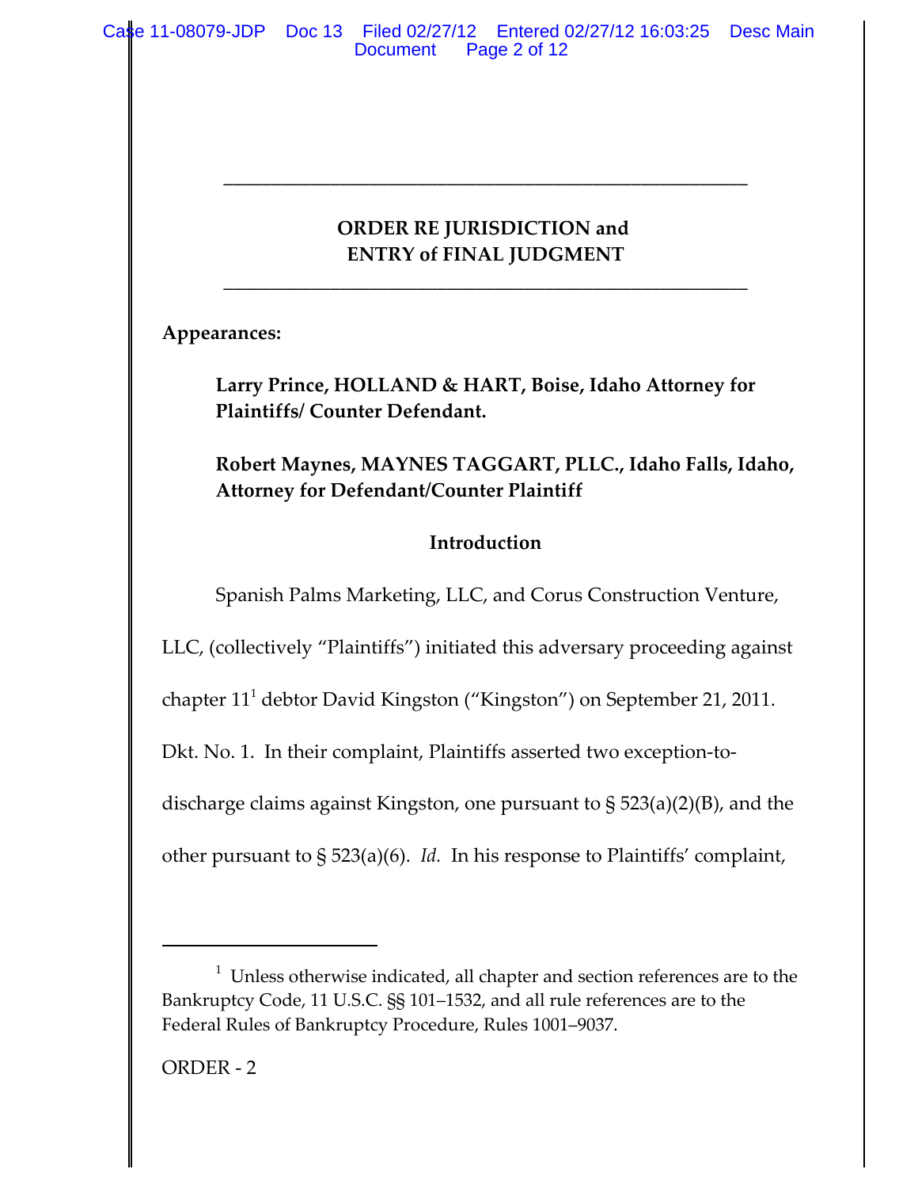## ORDER RE JURISDICTION and ENTRY of FINAL JUDGMENT

**Appearances:**

**Larry Prince, HOLLAND & HART, Boise, Idaho Attorney for Plaintiffs/ Counter Defendant.**

**Robert Maynes, MAYNES TAGGART, PLLC., Idaho Falls, Idaho, Attorney for Defendant/Counter Plaintiff**

### Introduction

Spanish Palms Marketing, LLC, and Corus Construction Venture, LLC, (collectively "Plaintiffs") initiated this adversary proceeding against chapter 11[1] debtor David Kingston ("Kingston") on September 21, 2011. Dkt. No. 1. In their complaint, Plaintiffs asserted two exception-to-discharge claims against Kingston, one pursuant to § 523(a)(2)(B), and the other pursuant to § 523(a)(6). *Id.* In his response to Plaintiffs' complaint,

---

[1] Unless otherwise indicated, all chapter and section references are to the Bankruptcy Code, 11 U.S.C. §§ 101–1532, and all rule references are to the Federal Rules of Bankruptcy Procedure, Rules 1001–9037.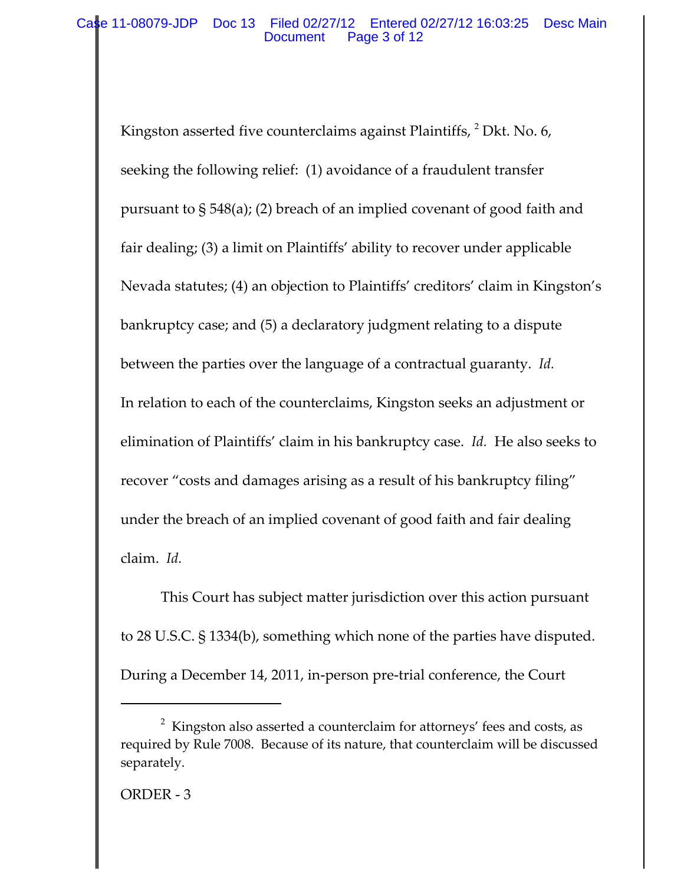Kingston asserted five counterclaims against Plaintiffs,[2] Dkt. No. 6, seeking the following relief: (1) avoidance of a fraudulent transfer pursuant to § 548(a); (2) breach of an implied covenant of good faith and fair dealing; (3) a limit on Plaintiffs' ability to recover under applicable Nevada statutes; (4) an objection to Plaintiffs' creditors' claim in Kingston's bankruptcy case; and (5) a declaratory judgment relating to a dispute between the parties over the language of a contractual guaranty. *Id.* In relation to each of the counterclaims, Kingston seeks an adjustment or elimination of Plaintiffs' claim in his bankruptcy case. *Id.* He also seeks to recover "costs and damages arising as a result of his bankruptcy filing" under the breach of an implied covenant of good faith and fair dealing claim. *Id.*

This Court has subject matter jurisdiction over this action pursuant to 28 U.S.C. § 1334(b), something which none of the parties have disputed. During a December 14, 2011, in-person pre-trial conference, the Court

---

[2] Kingston also asserted a counterclaim for attorneys' fees and costs, as required by Rule 7008. Because of its nature, that counterclaim will be discussed separately.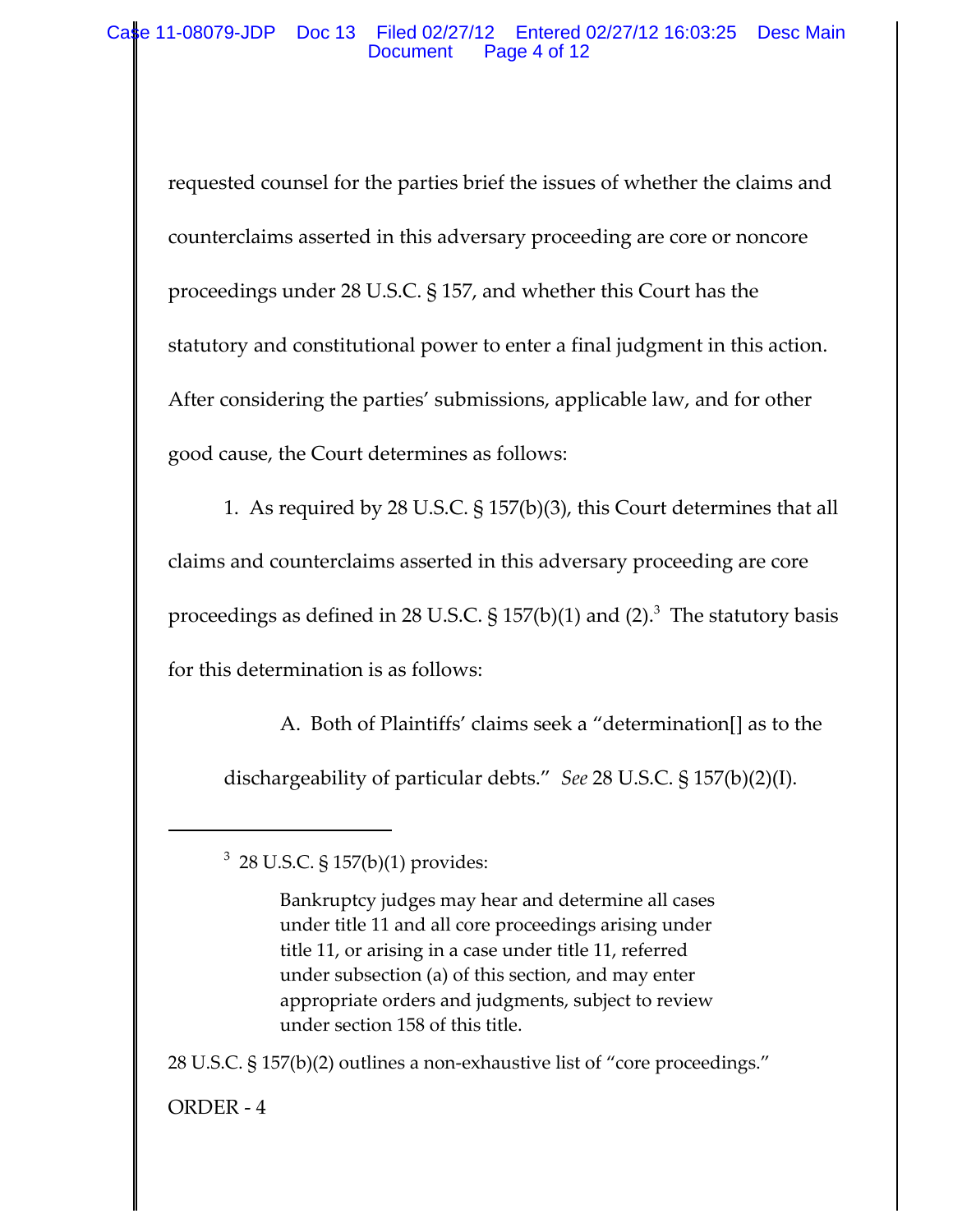requested counsel for the parties brief the issues of whether the claims and counterclaims asserted in this adversary proceeding are core or noncore proceedings under 28 U.S.C. § 157, and whether this Court has the statutory and constitutional power to enter a final judgment in this action. After considering the parties' submissions, applicable law, and for other good cause, the Court determines as follows:

1. As required by 28 U.S.C. § 157(b)(3), this Court determines that all claims and counterclaims asserted in this adversary proceeding are core proceedings as defined in 28 U.S.C. § 157(b)(1) and (2).[3] The statutory basis for this determination is as follows:

A. Both of Plaintiffs' claims seek a "determination[] as to the dischargeability of particular debts." *See* 28 U.S.C. § 157(b)(2)(I).

---

[3] 28 U.S.C. § 157(b)(1) provides:

> Bankruptcy judges may hear and determine all cases under title 11 and all core proceedings arising under title 11, or arising in a case under title 11, referred under subsection (a) of this section, and may enter appropriate orders and judgments, subject to review under section 158 of this title.

28 U.S.C. § 157(b)(2) outlines a non-exhaustive list of "core proceedings."

ORDER - 4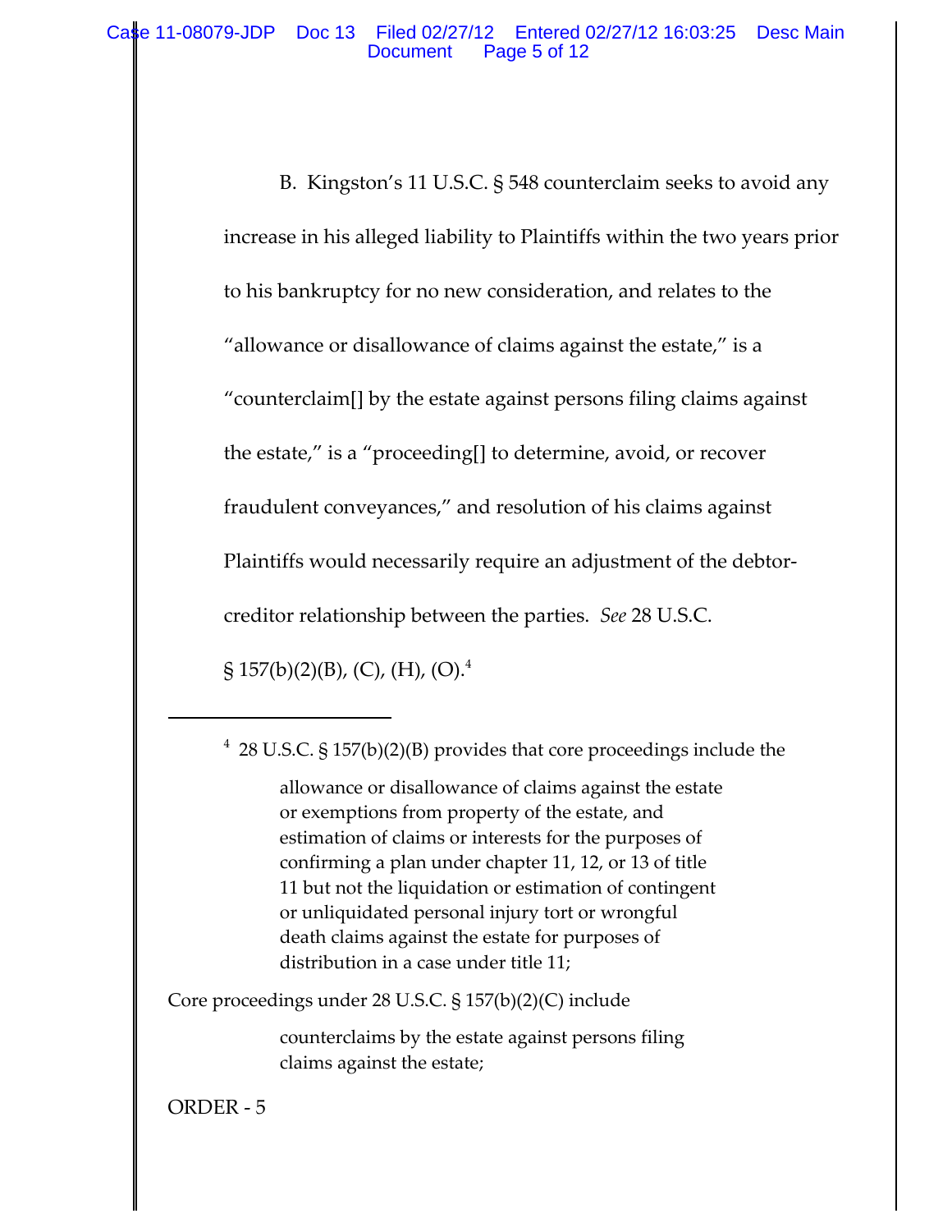B. Kingston's 11 U.S.C. § 548 counterclaim seeks to avoid any increase in his alleged liability to Plaintiffs within the two years prior to his bankruptcy for no new consideration, and relates to the "allowance or disallowance of claims against the estate," is a "counterclaim[] by the estate against persons filing claims against the estate," is a "proceeding[] to determine, avoid, or recover fraudulent conveyances," and resolution of his claims against Plaintiffs would necessarily require an adjustment of the debtor-creditor relationship between the parties. *See* 28 U.S.C. § 157(b)(2)(B), (C), (H), (O).[4]

---

[4] 28 U.S.C. § 157(b)(2)(B) provides that core proceedings include the

> allowance or disallowance of claims against the estate or exemptions from property of the estate, and estimation of claims or interests for the purposes of confirming a plan under chapter 11, 12, or 13 of title 11 but not the liquidation or estimation of contingent or unliquidated personal injury tort or wrongful death claims against the estate for purposes of distribution in a case under title 11;

Core proceedings under 28 U.S.C. § 157(b)(2)(C) include

> counterclaims by the estate against persons filing claims against the estate;

ORDER - 5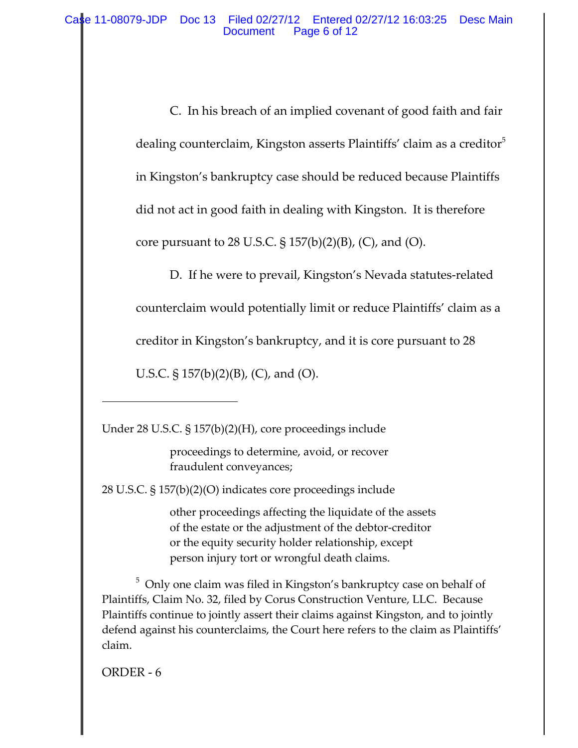C. In his breach of an implied covenant of good faith and fair dealing counterclaim, Kingston asserts Plaintiffs' claim as a creditor[5] in Kingston's bankruptcy case should be reduced because Plaintiffs did not act in good faith in dealing with Kingston. It is therefore core pursuant to 28 U.S.C. § 157(b)(2)(B), (C), and (O).

D. If he were to prevail, Kingston's Nevada statutes-related counterclaim would potentially limit or reduce Plaintiffs' claim as a creditor in Kingston's bankruptcy, and it is core pursuant to 28 U.S.C. § 157(b)(2)(B), (C), and (O).

---

Under 28 U.S.C. § 157(b)(2)(H), core proceedings include

> proceedings to determine, avoid, or recover fraudulent conveyances;

28 U.S.C. § 157(b)(2)(O) indicates core proceedings include

> other proceedings affecting the liquidate of the assets of the estate or the adjustment of the debtor-creditor or the equity security holder relationship, except person injury tort or wrongful death claims.

[5] Only one claim was filed in Kingston's bankruptcy case on behalf of Plaintiffs, Claim No. 32, filed by Corus Construction Venture, LLC. Because Plaintiffs continue to jointly assert their claims against Kingston, and to jointly defend against his counterclaims, the Court here refers to the claim as Plaintiffs' claim.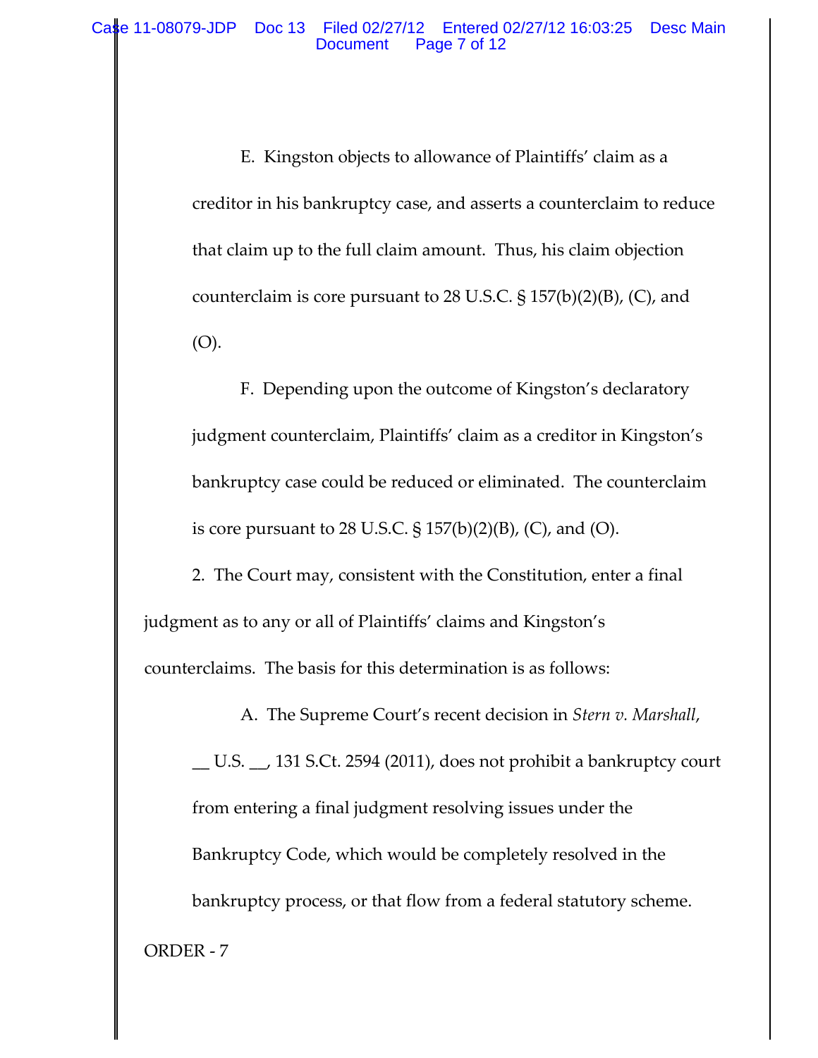E. Kingston objects to allowance of Plaintiffs' claim as a creditor in his bankruptcy case, and asserts a counterclaim to reduce that claim up to the full claim amount. Thus, his claim objection counterclaim is core pursuant to 28 U.S.C. § 157(b)(2)(B), (C), and (O).

F. Depending upon the outcome of Kingston's declaratory judgment counterclaim, Plaintiffs' claim as a creditor in Kingston's bankruptcy case could be reduced or eliminated. The counterclaim is core pursuant to 28 U.S.C. § 157(b)(2)(B), (C), and (O).

2. The Court may, consistent with the Constitution, enter a final judgment as to any or all of Plaintiffs' claims and Kingston's counterclaims. The basis for this determination is as follows:

A. The Supreme Court's recent decision in *Stern v. Marshall*, __ U.S. __, 131 S.Ct. 2594 (2011), does not prohibit a bankruptcy court from entering a final judgment resolving issues under the Bankruptcy Code, which would be completely resolved in the bankruptcy process, or that flow from a federal statutory scheme.

ORDER - 7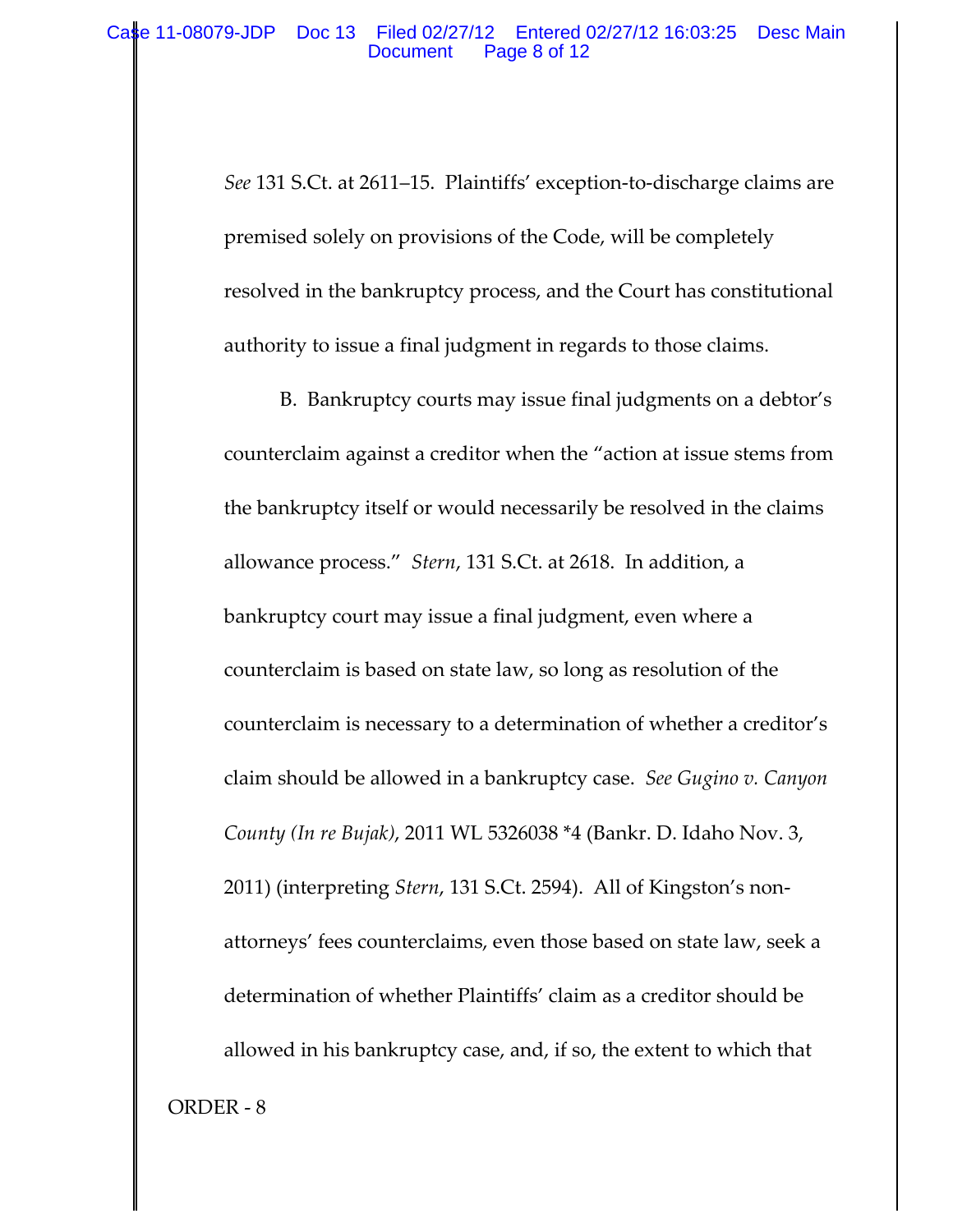*See* 131 S.Ct. at 2611–15. Plaintiffs' exception-to-discharge claims are premised solely on provisions of the Code, will be completely resolved in the bankruptcy process, and the Court has constitutional authority to issue a final judgment in regards to those claims.

B. Bankruptcy courts may issue final judgments on a debtor's counterclaim against a creditor when the "action at issue stems from the bankruptcy itself or would necessarily be resolved in the claims allowance process." *Stern*, 131 S.Ct. at 2618. In addition, a bankruptcy court may issue a final judgment, even where a counterclaim is based on state law, so long as resolution of the counterclaim is necessary to a determination of whether a creditor's claim should be allowed in a bankruptcy case. *See Gugino v. Canyon County (In re Bujak)*, 2011 WL 5326038 *4 (Bankr. D. Idaho Nov. 3, 2011) (interpreting *Stern*, 131 S.Ct. 2594). All of Kingston's non-attorneys' fees counterclaims, even those based on state law, seek a determination of whether Plaintiffs' claim as a creditor should be allowed in his bankruptcy case, and, if so, the extent to which that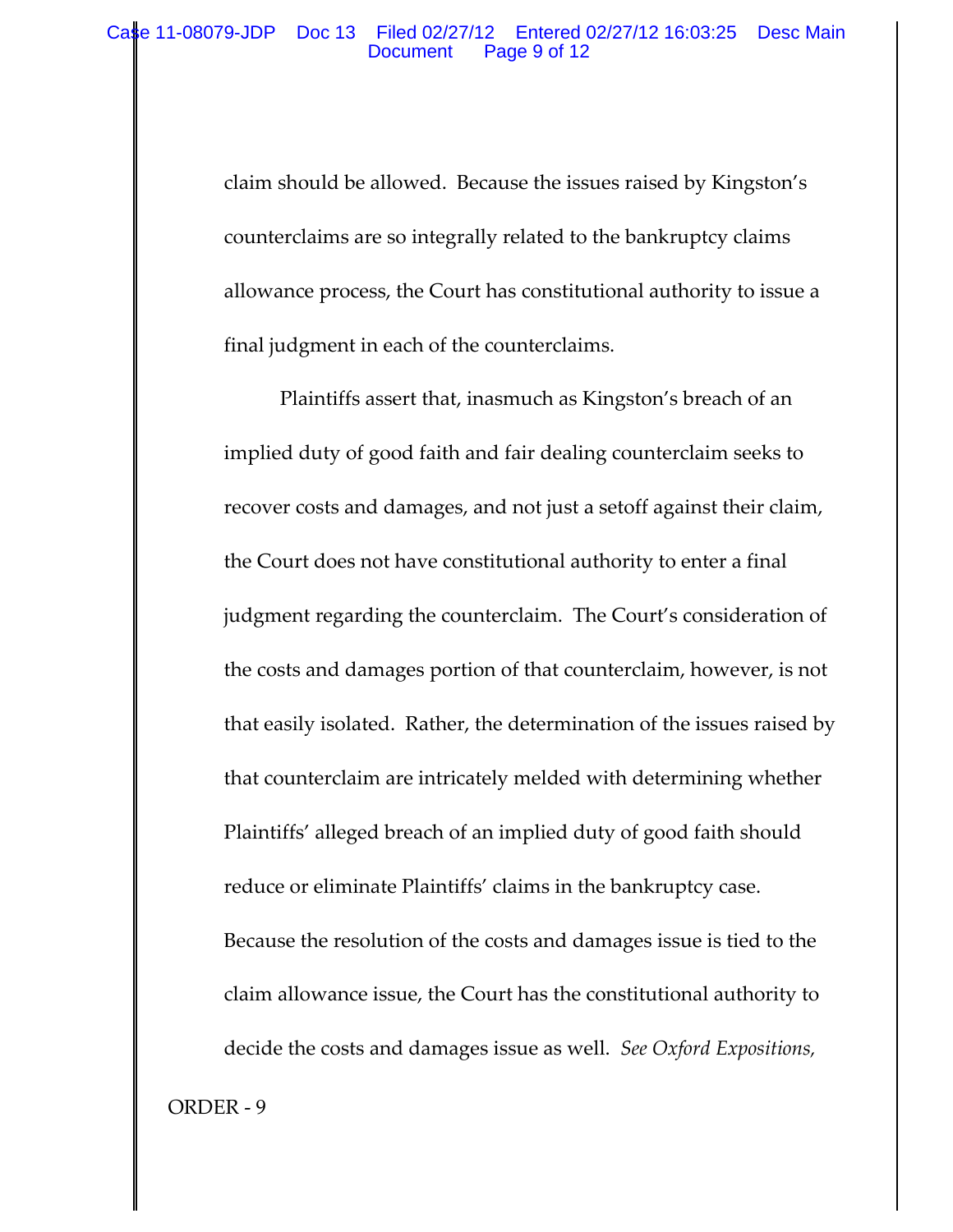claim should be allowed. Because the issues raised by Kingston's counterclaims are so integrally related to the bankruptcy claims allowance process, the Court has constitutional authority to issue a final judgment in each of the counterclaims.

Plaintiffs assert that, inasmuch as Kingston's breach of an implied duty of good faith and fair dealing counterclaim seeks to recover costs and damages, and not just a setoff against their claim, the Court does not have constitutional authority to enter a final judgment regarding the counterclaim. The Court's consideration of the costs and damages portion of that counterclaim, however, is not that easily isolated. Rather, the determination of the issues raised by that counterclaim are intricately melded with determining whether Plaintiffs' alleged breach of an implied duty of good faith should reduce or eliminate Plaintiffs' claims in the bankruptcy case. Because the resolution of the costs and damages issue is tied to the claim allowance issue, the Court has the constitutional authority to decide the costs and damages issue as well. *See Oxford Expositions,*

ORDER - 9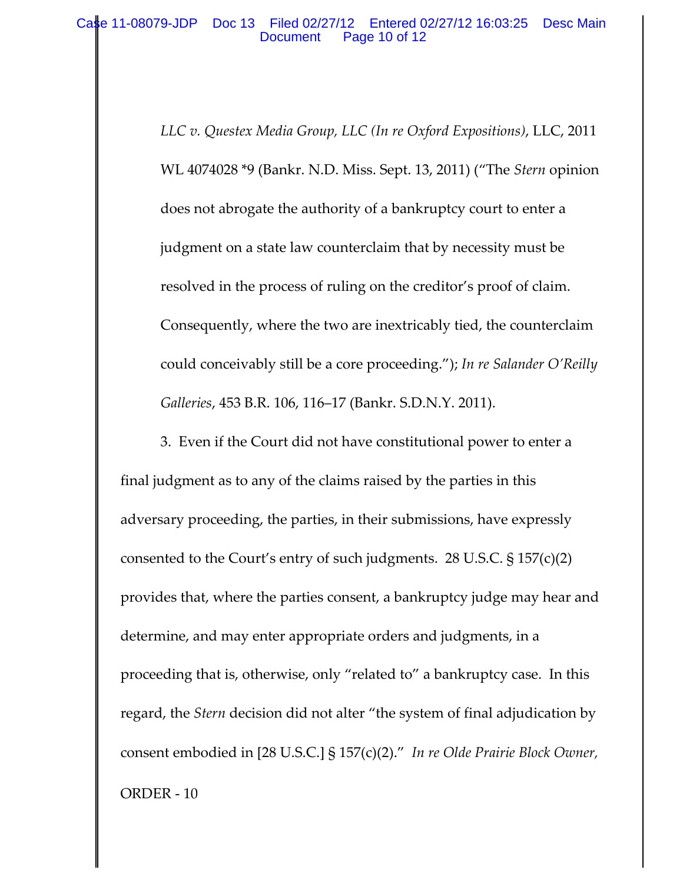*LLC v. Questex Media Group, LLC (In re Oxford Expositions)*, LLC, 2011 WL 4074028 *9 (Bankr. N.D. Miss. Sept. 13, 2011) ("The *Stern* opinion does not abrogate the authority of a bankruptcy court to enter a judgment on a state law counterclaim that by necessity must be resolved in the process of ruling on the creditor's proof of claim. Consequently, where the two are inextricably tied, the counterclaim could conceivably still be a core proceeding."); *In re Salander O'Reilly Galleries*, 453 B.R. 106, 116–17 (Bankr. S.D.N.Y. 2011).

3. Even if the Court did not have constitutional power to enter a final judgment as to any of the claims raised by the parties in this adversary proceeding, the parties, in their submissions, have expressly consented to the Court's entry of such judgments. 28 U.S.C. § 157(c)(2) provides that, where the parties consent, a bankruptcy judge may hear and determine, and may enter appropriate orders and judgments, in a proceeding that is, otherwise, only "related to" a bankruptcy case. In this regard, the *Stern* decision did not alter "the system of final adjudication by consent embodied in [28 U.S.C.] § 157(c)(2)." *In re Olde Prairie Block Owner,*

ORDER - 10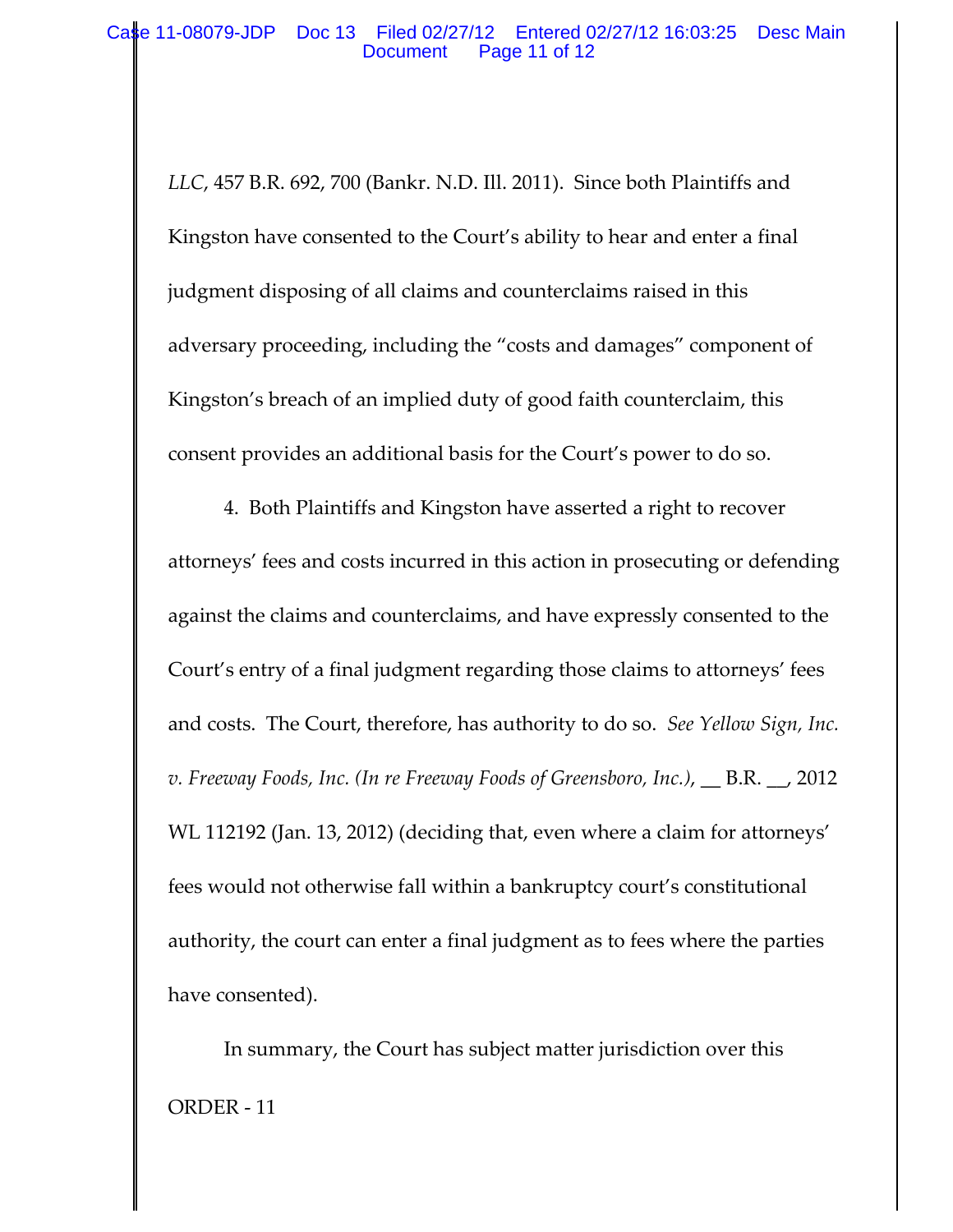*LLC*, 457 B.R. 692, 700 (Bankr. N.D. Ill. 2011). Since both Plaintiffs and Kingston have consented to the Court's ability to hear and enter a final judgment disposing of all claims and counterclaims raised in this adversary proceeding, including the "costs and damages" component of Kingston's breach of an implied duty of good faith counterclaim, this consent provides an additional basis for the Court's power to do so.

4. Both Plaintiffs and Kingston have asserted a right to recover attorneys' fees and costs incurred in this action in prosecuting or defending against the claims and counterclaims, and have expressly consented to the Court's entry of a final judgment regarding those claims to attorneys' fees and costs. The Court, therefore, has authority to do so. *See Yellow Sign, Inc. v. Freeway Foods, Inc. (In re Freeway Foods of Greensboro, Inc.)*, __ B.R. __, 2012 WL 112192 (Jan. 13, 2012) (deciding that, even where a claim for attorneys' fees would not otherwise fall within a bankruptcy court's constitutional authority, the court can enter a final judgment as to fees where the parties have consented).

In summary, the Court has subject matter jurisdiction over this

ORDER - 11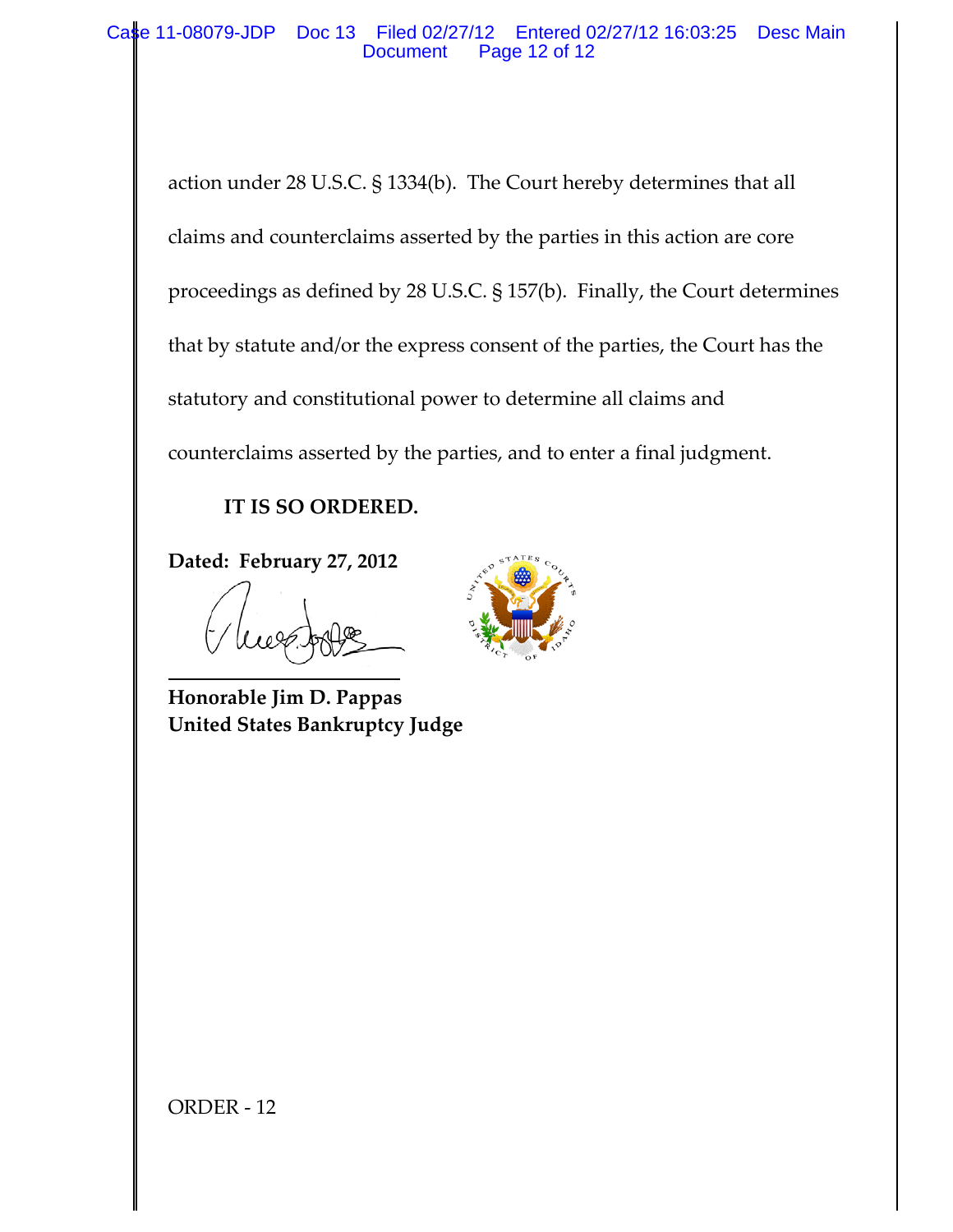action under 28 U.S.C. § 1334(b). The Court hereby determines that all claims and counterclaims asserted by the parties in this action are core proceedings as defined by 28 U.S.C. § 157(b). Finally, the Court determines that by statute and/or the express consent of the parties, the Court has the statutory and constitutional power to determine all claims and counterclaims asserted by the parties, and to enter a final judgment.

**IT IS SO ORDERED.**

**Dated: February 27, 2012**

**Honorable Jim D. Pappas**
**United States Bankruptcy Judge**

ORDER - 12